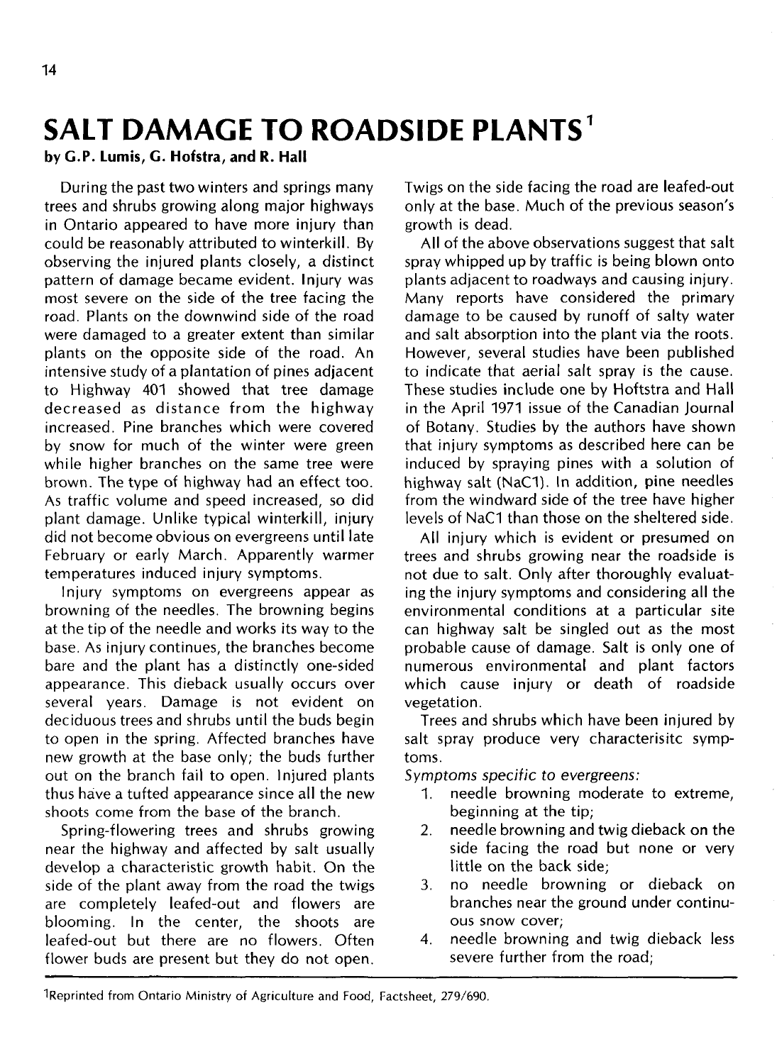# SALT DAMAGE TO ROADSIDE PLANTS[1]

**by G.P. Lumis, G. Hofstra, and R. Hall**

During the past two winters and springs many trees and shrubs growing along major highways in Ontario appeared to have more injury than could be reasonably attributed to winterkill. By observing the injured plants closely, a distinct pattern of damage became evident. Injury was most severe on the side of the tree facing the road. Plants on the downwind side of the road were damaged to a greater extent than similar plants on the opposite side of the road. An intensive study of a plantation of pines adjacent to Highway 401 showed that tree damage decreased as distance from the highway increased. Pine branches which were covered by snow for much of the winter were green while higher branches on the same tree were brown. The type of highway had an effect too. As traffic volume and speed increased, so did plant damage. Unlike typical winterkill, injury did not become obvious on evergreens until late February or early March. Apparently warmer temperatures induced injury symptoms.

Injury symptoms on evergreens appear as browning of the needles. The browning begins at the tip of the needle and works its way to the base. As injury continues, the branches become bare and the plant has a distinctly one-sided appearance. This dieback usually occurs over several years. Damage is not evident on deciduous trees and shrubs until the buds begin to open in the spring. Affected branches have new growth at the base only; the buds further out on the branch fail to open. Injured plants thus have a tufted appearance since all the new shoots come from the base of the branch.

Spring-flowering trees and shrubs growing near the highway and affected by salt usually develop a characteristic growth habit. On the side of the plant away from the road the twigs are completely leafed-out and flowers are blooming. In the center, the shoots are leafed-out but there are no flowers. Often flower buds are present but they do not open. Twigs on the side facing the road are leafed-out only at the base. Much of the previous season's growth is dead.

All of the above observations suggest that salt spray whipped up by traffic is being blown onto plants adjacent to roadways and causing injury. Many reports have considered the primary damage to be caused by runoff of salty water and salt absorption into the plant via the roots. However, several studies have been published to indicate that aerial salt spray is the cause. These studies include one by Hoftstra and Hall in the April 1971 issue of the Canadian Journal of Botany. Studies by the authors have shown that injury symptoms as described here can be induced by spraying pines with a solution of highway salt ($NaC1$). In addition, pine needles from the windward side of the tree have higher levels of $NaC1$ than those on the sheltered side.

All injury which is evident or presumed on trees and shrubs growing near the roadside is not due to salt. Only after thoroughly evaluating the injury symptoms and considering all the environmental conditions at a particular site can highway salt be singled out as the most probable cause of damage. Salt is only one of numerous environmental and plant factors which cause injury or death of roadside vegetation.

Trees and shrubs which have been injured by salt spray produce very characterisitc symptoms.

*Symptoms specific to evergreens:*

1. needle browning moderate to extreme, beginning at the tip;
2. needle browning and twig dieback on the side facing the road but none or very little on the back side;
3. no needle browning or dieback on branches near the ground under continuous snow cover;
4. needle browning and twig dieback less severe further from the road;

[1]Reprinted from Ontario Ministry of Agriculture and Food, Factsheet, 279/690.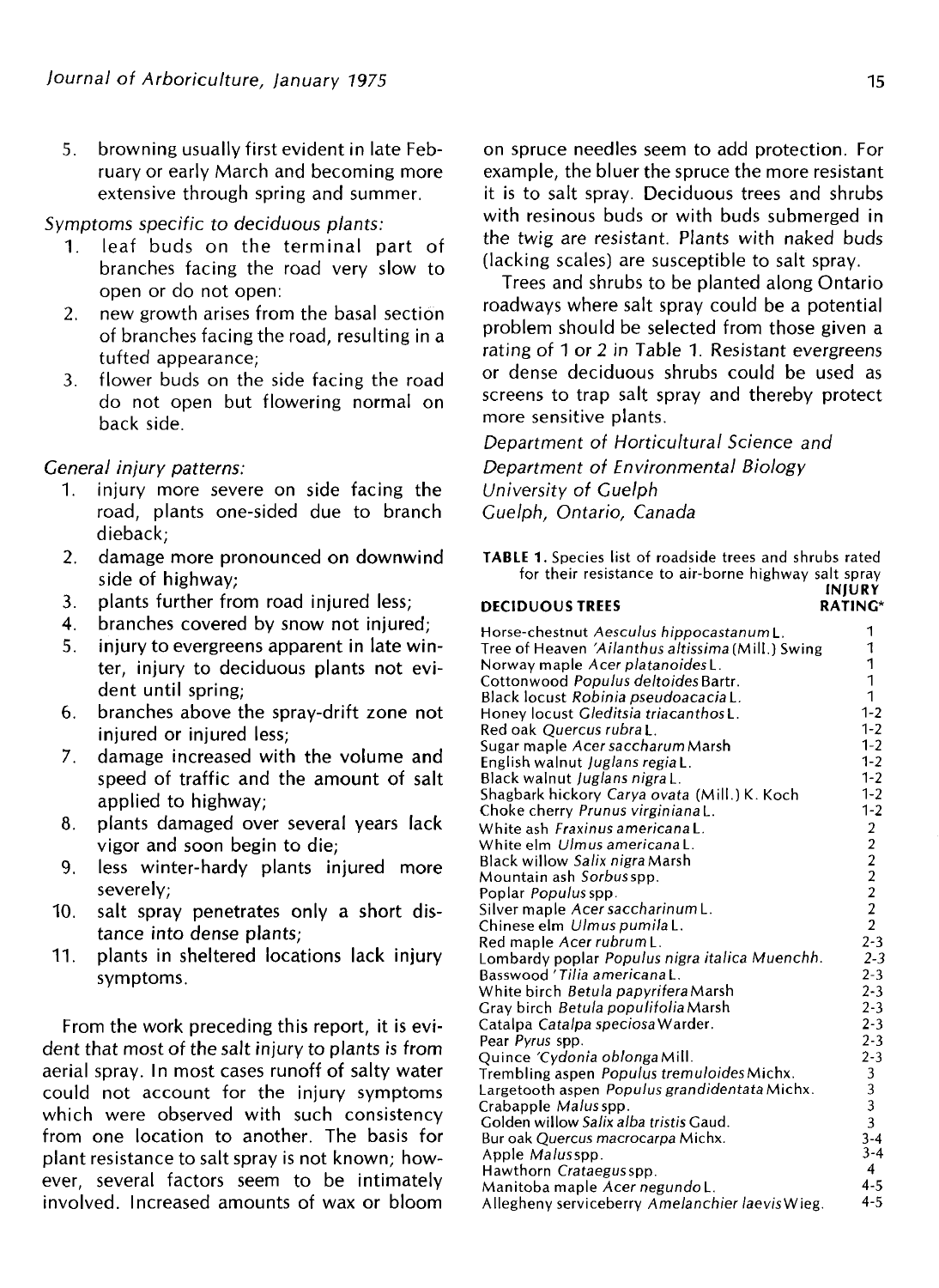5. browning usually first evident in late February or early March and becoming more extensive through spring and summer.

*Symptoms specific to deciduous plants:*

1. leaf buds on the terminal part of branches facing the road very slow to open or do not open:
2. new growth arises from the basal section of branches facing the road, resulting in a tufted appearance;
3. flower buds on the side facing the road do not open but flowering normal on back side.

*General injury patterns:*

1. injury more severe on side facing the road, plants one-sided due to branch dieback;
2. damage more pronounced on downwind side of highway;
3. plants further from road injured less;
4. branches covered by snow not injured;
5. injury to evergreens apparent in late winter, injury to deciduous plants not evident until spring;
6. branches above the spray-drift zone not injured or injured less;
7. damage increased with the volume and speed of traffic and the amount of salt applied to highway;
8. plants damaged over several years lack vigor and soon begin to die;
9. less winter-hardy plants injured more severely;
10. salt spray penetrates only a short distance into dense plants;
11. plants in sheltered locations lack injury symptoms.

From the work preceding this report, it is evident that most of the salt injury to plants is from aerial spray. In most cases runoff of salty water could not account for the injury symptoms which were observed with such consistency from one location to another. The basis for plant resistance to salt spray is not known; however, several factors seem to be intimately involved. Increased amounts of wax or bloom on spruce needles seem to add protection. For example, the bluer the spruce the more resistant it is to salt spray. Deciduous trees and shrubs with resinous buds or with buds submerged in the twig are resistant. Plants with naked buds (lacking scales) are susceptible to salt spray.

Trees and shrubs to be planted along Ontario roadways where salt spray could be a potential problem should be selected from those given a rating of 1 or 2 in Table 1. Resistant evergreens or dense deciduous shrubs could be used as screens to trap salt spray and thereby protect more sensitive plants.

*Department of Horticultural Science and*
*Department of Environmental Biology*
*University of Guelph*
*Guelph, Ontario, Canada*

**TABLE 1.** Species list of roadside trees and shrubs rated for their resistance to air-borne highway salt spray

| DECIDUOUS TREES | INJURY RATING* |
|---|---|
| Horse-chestnut *Aesculus hippocastanum* L. | 1 |
| Tree of Heaven *'Ailanthus altissima* (Mill.) Swing | 1 |
| Norway maple *Acer platanoides* L. | 1 |
| Cottonwood *Populus deltoides* Bartr. | 1 |
| Black locust *Robinia pseudoacacia* L. | 1 |
| Honey locust *Gleditsia triacanthos* L. | 1-2 |
| Red oak *Quercus rubra* L. | 1-2 |
| Sugar maple *Acer saccharum* Marsh | 1-2 |
| English walnut *Juglans regia* L. | 1-2 |
| Black walnut *Juglans nigra* L. | 1-2 |
| Shagbark hickory *Carya ovata* (Mill.) K. Koch | 1-2 |
| Choke cherry *Prunus virginiana* L. | 1-2 |
| White ash *Fraxinus americana* L. | 2 |
| White elm *Ulmus americana* L. | 2 |
| Black willow *Salix nigra* Marsh | 2 |
| Mountain ash *Sorbus* spp. | 2 |
| Poplar *Populus* spp. | 2 |
| Silver maple *Acer saccharinum* L. | 2 |
| Chinese elm *Ulmus pumila* L. | 2 |
| Red maple *Acer rubrum* L. | 2-3 |
| Lombardy poplar *Populus nigra italica* Muenchh. | 2-3 |
| Basswood *'Tilia americana* L. | 2-3 |
| White birch *Betula papyrifera* Marsh | 2-3 |
| Gray birch *Betula populifolia* Marsh | 2-3 |
| Catalpa *Catalpa speciosa* Warder. | 2-3 |
| Pear *Pyrus* spp. | 2-3 |
| Quince *'Cydonia oblonga* Mill. | 2-3 |
| Trembling aspen *Populus tremuloides* Michx. | 3 |
| Largetooth aspen *Populus grandidentata* Michx. | 3 |
| Crabapple *Malus* spp. | 3 |
| Golden willow *Salix alba tristis* Gaud. | 3 |
| Bur oak *Quercus macrocarpa* Michx. | 3-4 |
| Apple *Malus* spp. | 3-4 |
| Hawthorn *Crataegus* spp. | 4 |
| Manitoba maple *Acer negundo* L. | 4-5 |
| Allegheny serviceberry *Amelanchier laevis* Wieg. | 4-5 |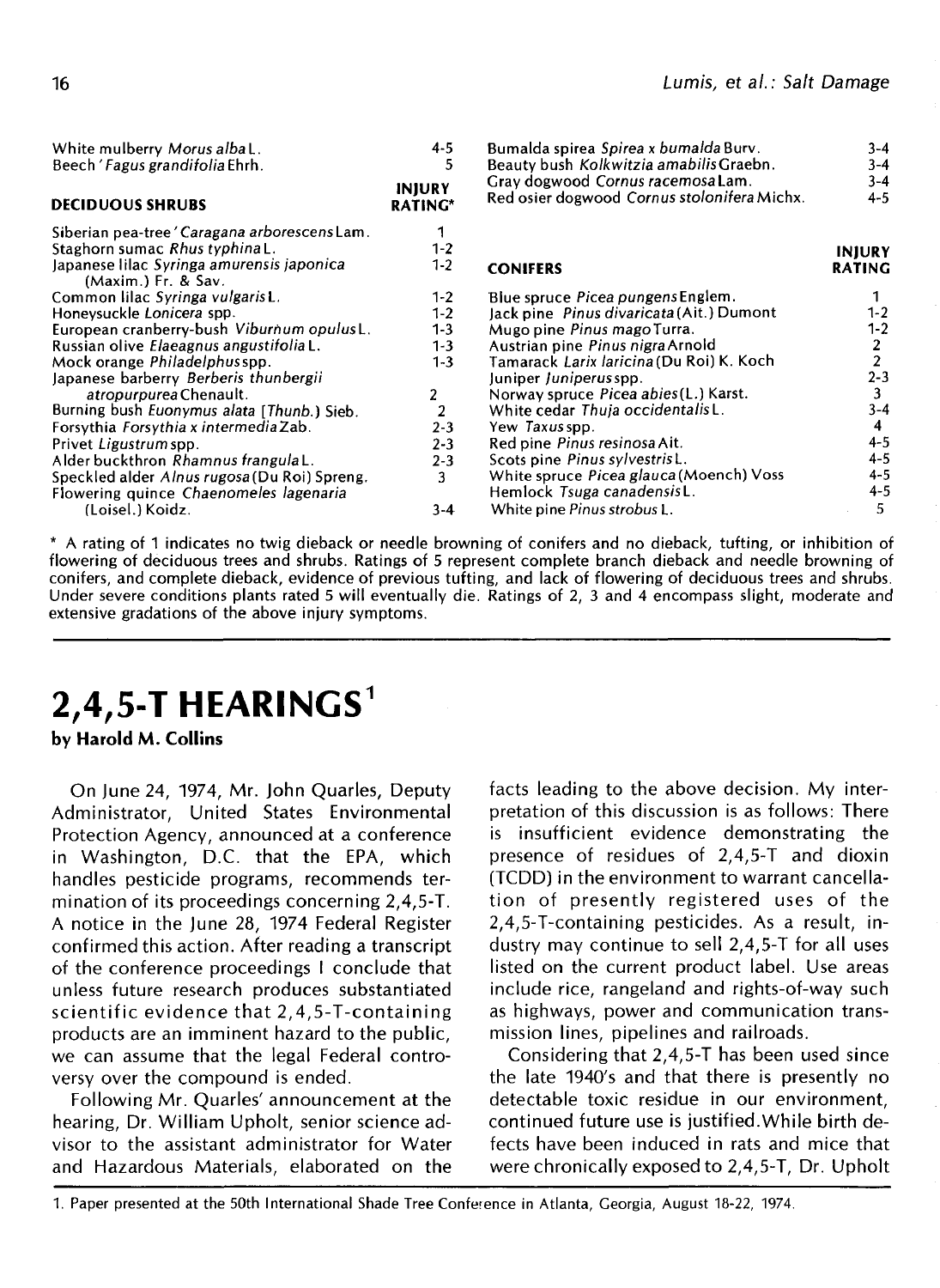| | |
|---|---|
| White mulberry *Morus alba* L. | 4-5 |
| Beech '*Fagus grandifolia* Ehrh. | 5 |

| DECIDUOUS SHRUBS | INJURY RATING* |
|---|---|
| Siberian pea-tree '*Caragana arborescens* Lam. | 1 |
| Staghorn sumac *Rhus typhina* L. | 1-2 |
| Japanese lilac *Syringa amurensis japonica* (Maxim.) Fr. & Sav. | 1-2 |
| Common lilac *Syringa vulgaris* L. | 1-2 |
| Honeysuckle *Lonicera* spp. | 1-2 |
| European cranberry-bush *Viburnum opulus* L. | 1-3 |
| Russian olive *Elaeagnus angustifolia* L. | 1-3 |
| Mock orange *Philadelphus* spp. | 1-3 |
| Japanese barberry *Berberis thunbergii atropurpurea* Chenault. | 2 |
| Burning bush *Euonymus alata* [Thunb.) Sieb. | 2 |
| Forsythia *Forsythia x intermedia* Zab. | 2-3 |
| Privet *Ligustrum* spp. | 2-3 |
| Alder buckthron *Rhamnus frangula* L. | 2-3 |
| Speckled alder *Alnus rugosa* (Du Roi) Spreng. | 3 |
| Flowering quince *Chaenomeles lagenaria* (Loisel.) Koidz. | 3-4 |
| Bumalda spirea *Spirea x bumalda* Burv. | 3-4 |
| Beauty bush *Kolkwitzia amabilis* Graebn. | 3-4 |
| Gray dogwood *Cornus racemosa* Lam. | 3-4 |
| Red osier dogwood *Cornus stolonifera* Michx. | 4-5 |

| CONIFERS | INJURY RATING |
|---|---|
| Blue spruce *Picea pungens* Englem. | 1 |
| Jack pine *Pinus divaricata* (Ait.) Dumont | 1-2 |
| Mugo pine *Pinus mago* Turra. | 1-2 |
| Austrian pine *Pinus nigra* Arnold | 2 |
| Tamarack *Larix laricina* (Du Roi) K. Koch | 2 |
| Juniper *Juniperus* spp. | 2-3 |
| Norway spruce *Picea abies* (L.) Karst. | 3 |
| White cedar *Thuja occidentalis* L. | 3-4 |
| Yew *Taxus* spp. | 4 |
| Red pine *Pinus resinosa* Ait. | 4-5 |
| Scots pine *Pinus sylvestris* L. | 4-5 |
| White spruce *Picea glauca* (Moench) Voss | 4-5 |
| Hemlock *Tsuga canadensis* L. | 4-5 |
| White pine *Pinus strobus* L. | 5 |

* A rating of 1 indicates no twig dieback or needle browning of conifers and no dieback, tufting, or inhibition of flowering of deciduous trees and shrubs. Ratings of 5 represent complete branch dieback and needle browning of conifers, and complete dieback, evidence of previous tufting, and lack of flowering of deciduous trees and shrubs. Under severe conditions plants rated 5 will eventually die. Ratings of 2, 3 and 4 encompass slight, moderate and extensive gradations of the above injury symptoms.

# 2,4,5-T HEARINGS[1]

**by Harold M. Collins**

On June 24, 1974, Mr. John Quarles, Deputy Administrator, United States Environmental Protection Agency, announced at a conference in Washington, D.C. that the EPA, which handles pesticide programs, recommends termination of its proceedings concerning 2,4,5-T. A notice in the June 28, 1974 Federal Register confirmed this action. After reading a transcript of the conference proceedings I conclude that unless future research produces substantiated scientific evidence that 2,4,5-T-containing products are an imminent hazard to the public, we can assume that the legal Federal controversy over the compound is ended.

Following Mr. Quarles' announcement at the hearing, Dr. William Upholt, senior science advisor to the assistant administrator for Water and Hazardous Materials, elaborated on the facts leading to the above decision. My interpretation of this discussion is as follows: There is insufficient evidence demonstrating the presence of residues of 2,4,5-T and dioxin (TCDD) in the environment to warrant cancellation of presently registered uses of the 2,4,5-T-containing pesticides. As a result, industry may continue to sell 2,4,5-T for all uses listed on the current product label. Use areas include rice, rangeland and rights-of-way such as highways, power and communication transmission lines, pipelines and railroads.

Considering that 2,4,5-T has been used since the late 1940's and that there is presently no detectable toxic residue in our environment, continued future use is justified. While birth defects have been induced in rats and mice that were chronically exposed to 2,4,5-T, Dr. Upholt

1. Paper presented at the 50th International Shade Tree Conference in Atlanta, Georgia, August 18-22, 1974.